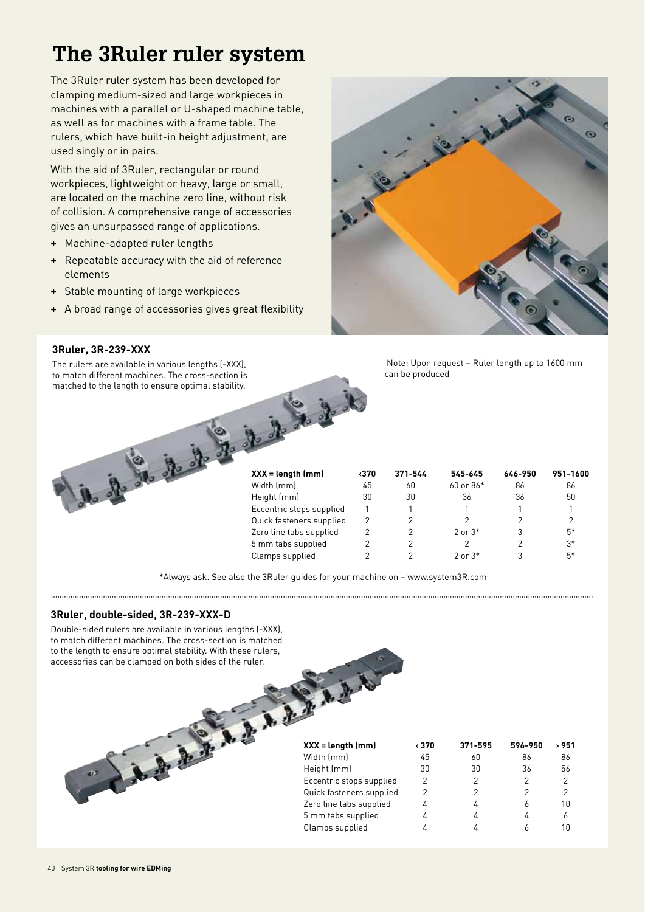# The 3Ruler ruler system

The 3Ruler ruler system has been developed for clamping medium-sized and large workpieces in machines with a parallel or U-shaped machine table, as well as for machines with a frame table. The rulers, which have built-in height adjustment, are used singly or in pairs.

With the aid of 3Ruler, rectangular or round workpieces, lightweight or heavy, large or small, are located on the machine zero line, without risk of collision. A comprehensive range of accessories gives an unsurpassed range of applications.

- Machine-adapted ruler lengths
- Repeatable accuracy with the aid of reference elements
- Stable mounting of large workpieces
- A broad range of accessories gives great flexibility

### 3Ruler, 3R-239-XXX

The rulers are available in various lengths (-XXX), to match different machines. The cross-section is matched to the length to ensure optimal stability.

Note: Upon request – Ruler length up to 1600 mm can be produced

| XXX = length (mm) | ‹370 | 371-544 | 545-645 | 646-950 | 951-1600 |
|---|---|---|---|---|---|
| Width (mm) | 45 | 60 | 60 or 86* | 86 | 86 |
| Height (mm) | 30 | 30 | 36 | 36 | 50 |
| Eccentric stops supplied | 1 | 1 | 1 | 1 | 1 |
| Quick fasteners supplied | 2 | 2 | 2 | 2 | 2 |
| Zero line tabs supplied | 2 | 2 | 2 or 3* | 3 | 5* |
| 5 mm tabs supplied | 2 | 2 | 2 | 2 | 3* |
| Clamps supplied | 2 | 2 | 2 or 3* | 3 | 5* |

*Always ask. See also the 3Ruler guides for your machine on – www.system3R.com

### 3Ruler, double-sided, 3R-239-XXX-D

Double-sided rulers are available in various lengths (-XXX), to match different machines. The cross-section is matched to the length to ensure optimal stability. With these rulers, accessories can be clamped on both sides of the ruler.

| XXX = length (mm) | ‹ 370 | 371-595 | 596-950 | › 951 |
|---|---|---|---|---|
| Width (mm) | 45 | 60 | 86 | 86 |
| Height (mm) | 30 | 30 | 36 | 56 |
| Eccentric stops supplied | 2 | 2 | 2 | 2 |
| Quick fasteners supplied | 2 | 2 | 2 | 2 |
| Zero line tabs supplied | 4 | 4 | 6 | 10 |
| 5 mm tabs supplied | 4 | 4 | 4 | 6 |
| Clamps supplied | 4 | 4 | 6 | 10 |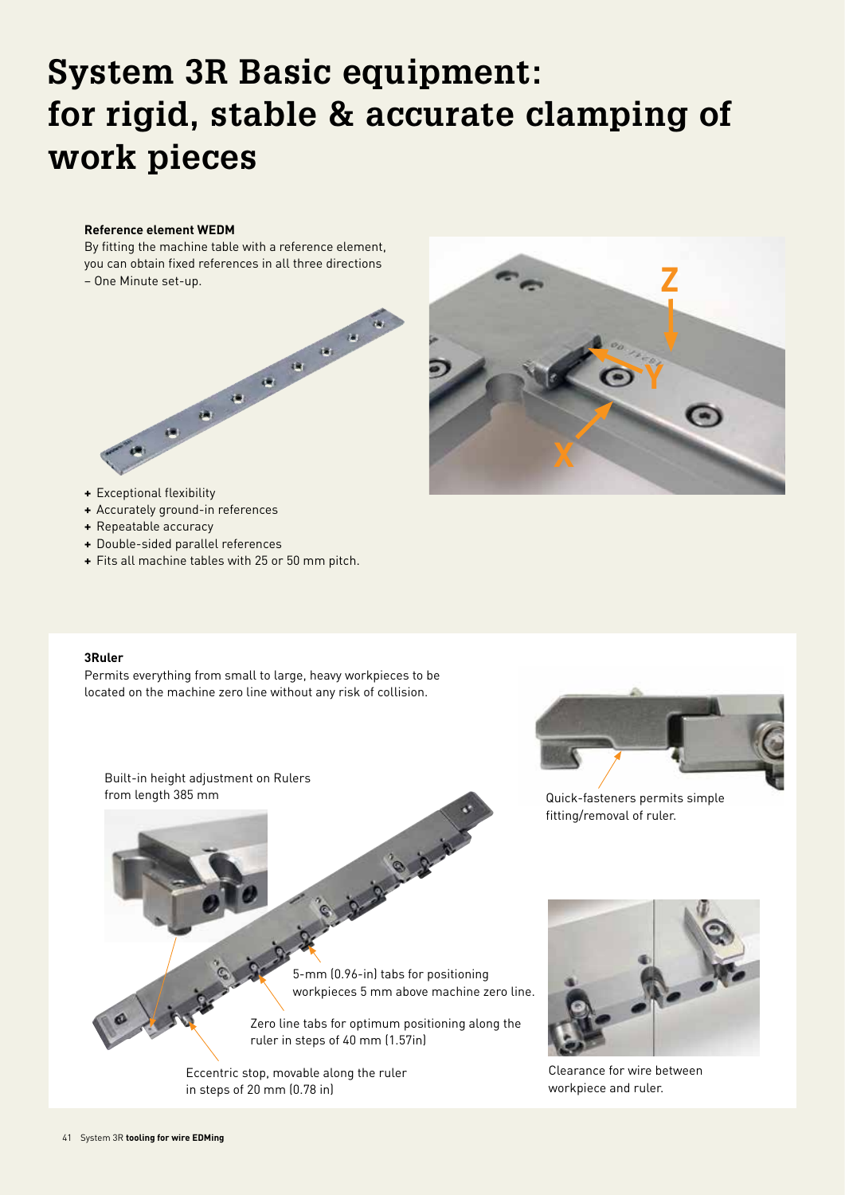# System 3R Basic equipment: for rigid, stable & accurate clamping of work pieces

**Reference element WEDM**

By fitting the machine table with a reference element, you can obtain fixed references in all three directions – One Minute set-up.

+ Exceptional flexibility
+ Accurately ground-in references
+ Repeatable accuracy
+ Double-sided parallel references
+ Fits all machine tables with 25 or 50 mm pitch.

**3Ruler**

Permits everything from small to large, heavy workpieces to be located on the machine zero line without any risk of collision.

Built-in height adjustment on Rulers from length 385 mm

5-mm (0.96-in) tabs for positioning workpieces 5 mm above machine zero line.

Zero line tabs for optimum positioning along the ruler in steps of 40 mm (1.57in)

Eccentric stop, movable along the ruler in steps of 20 mm (0.78 in)

Quick-fasteners permits simple fitting/removal of ruler.

Clearance for wire between workpiece and ruler.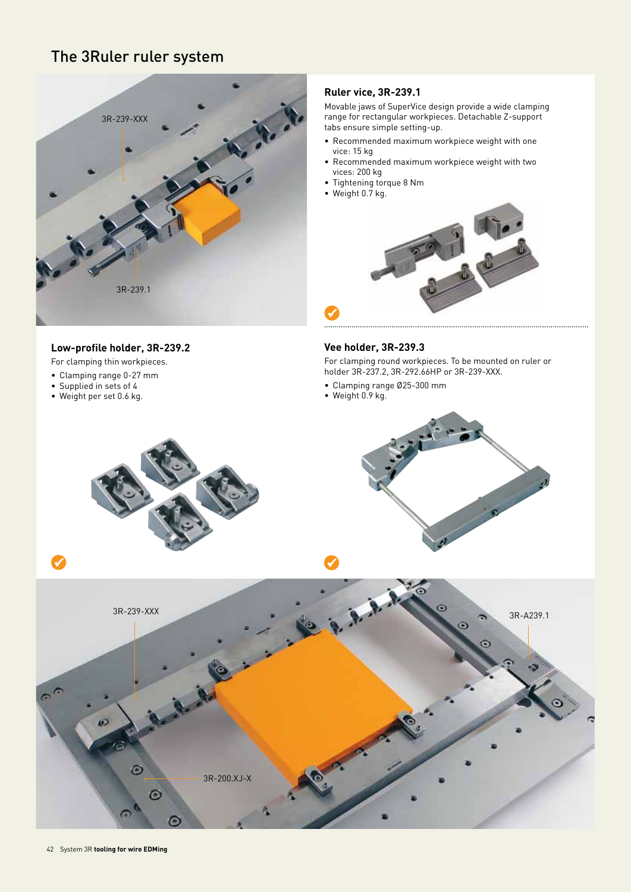# The 3Ruler ruler system

3R-239-XXX

3R-239.1

### Ruler vice, 3R-239.1

Movable jaws of SuperVice design provide a wide clamping range for rectangular workpieces. Detachable Z-support tabs ensure simple setting-up.

- Recommended maximum workpiece weight with one vice: 15 kg
- Recommended maximum workpiece weight with two vices: 200 kg
- Tightening torque 8 Nm
- Weight 0.7 kg.

### Low-profile holder, 3R-239.2

For clamping thin workpieces.

- Clamping range 0-27 mm
- Supplied in sets of 4
- Weight per set 0.6 kg.

### Vee holder, 3R-239.3

For clamping round workpieces. To be mounted on ruler or holder 3R-237.2, 3R-292.66HP or 3R-239-XXX.

- Clamping range Ø25-300 mm
- Weight 0.9 kg.

3R-239-XXX

3R-A239.1

3R-200.XJ-X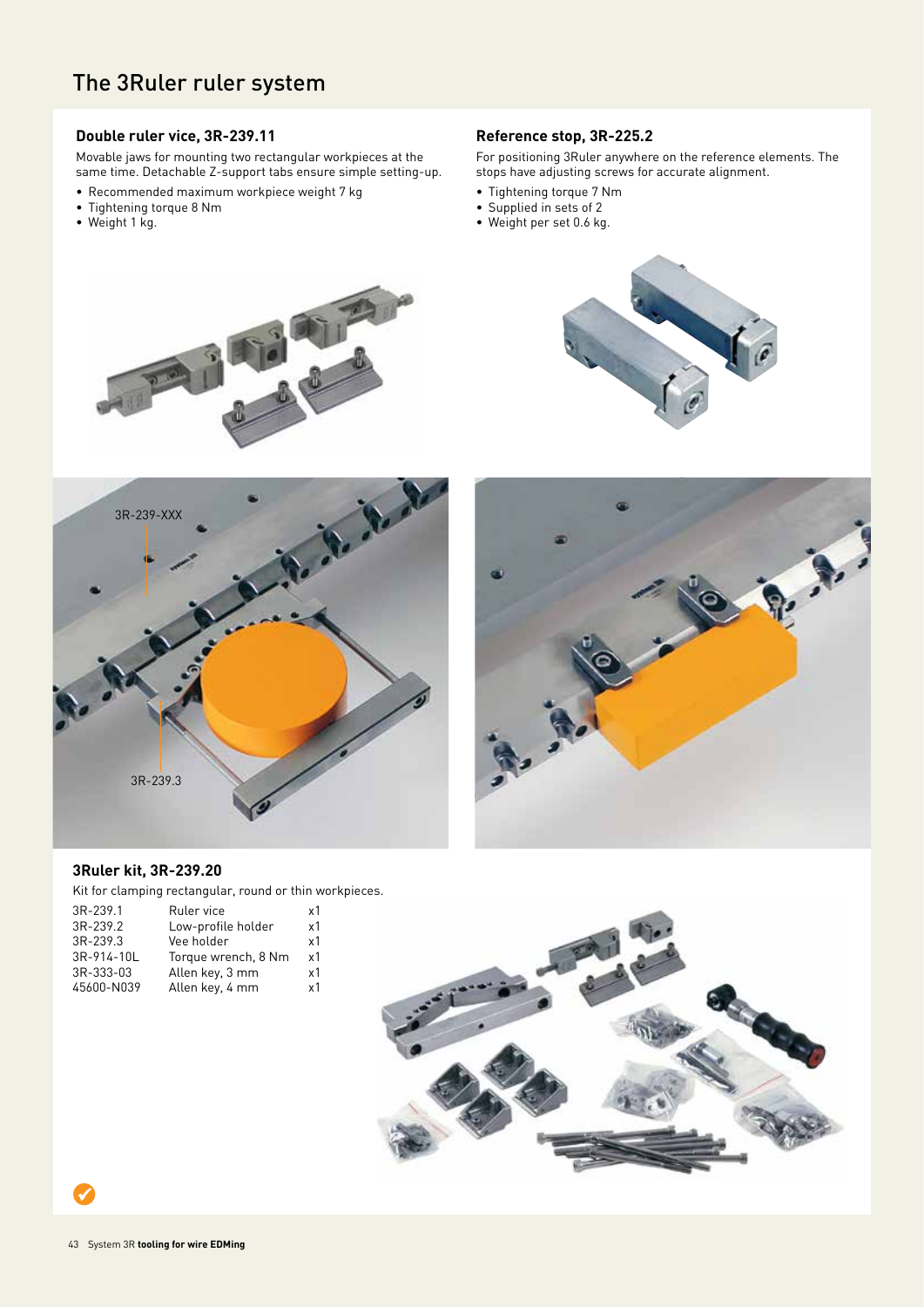# The 3Ruler ruler system

### Double ruler vice, 3R-239.11

Movable jaws for mounting two rectangular workpieces at the same time. Detachable Z-support tabs ensure simple setting-up.

- Recommended maximum workpiece weight 7 kg
- Tightening torque 8 Nm
- Weight 1 kg.

### Reference stop, 3R-225.2

For positioning 3Ruler anywhere on the reference elements. The stops have adjusting screws for accurate alignment.

- Tightening torque 7 Nm
- Supplied in sets of 2
- Weight per set 0.6 kg.

3R-239-XXX

3R-239.3

### 3Ruler kit, 3R-239.20

Kit for clamping rectangular, round or thin workpieces.

| | | |
|---|---|---|
| 3R-239.1 | Ruler vice | x1 |
| 3R-239.2 | Low-profile holder | x1 |
| 3R-239.3 | Vee holder | x1 |
| 3R-914-10L | Torque wrench, 8 Nm | x1 |
| 3R-333-03 | Allen key, 3 mm | x1 |
| 45600-N039 | Allen key, 4 mm | x1 |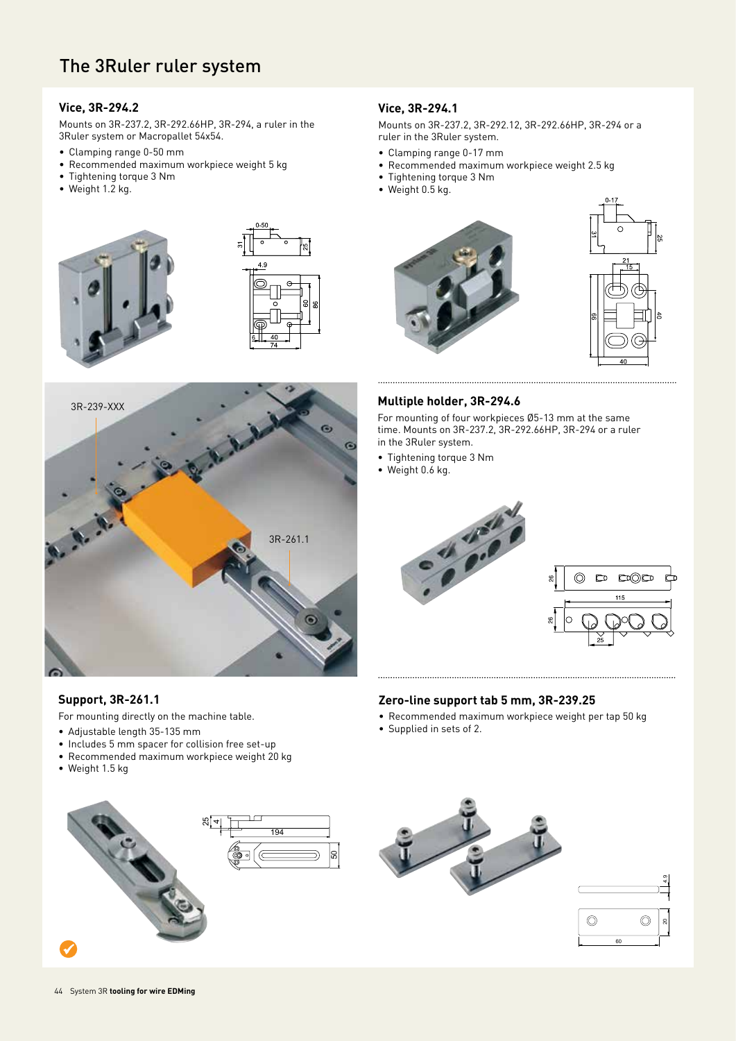# The 3Ruler ruler system

## Vice, 3R-294.2

Mounts on 3R-237.2, 3R-292.66HP, 3R-294, a ruler in the 3Ruler system or Macropallet 54x54.

- Clamping range 0-50 mm
- Recommended maximum workpiece weight 5 kg
- Tightening torque 3 Nm
- Weight 1.2 kg.

## Vice, 3R-294.1

Mounts on 3R-237.2, 3R-292.12, 3R-292.66HP, 3R-294 or a ruler in the 3Ruler system.

- Clamping range 0-17 mm
- Recommended maximum workpiece weight 2.5 kg
- Tightening torque 3 Nm
- Weight 0.5 kg.

3R-239-XXX

3R-261.1

## Multiple holder, 3R-294.6

For mounting of four workpieces Ø5-13 mm at the same time. Mounts on 3R-237.2, 3R-292.66HP, 3R-294 or a ruler in the 3Ruler system.

- Tightening torque 3 Nm
- Weight 0.6 kg.

## Support, 3R-261.1

For mounting directly on the machine table.

- Adjustable length 35-135 mm
- Includes 5 mm spacer for collision free set-up
- Recommended maximum workpiece weight 20 kg
- Weight 1.5 kg

## Zero-line support tab 5 mm, 3R-239.25

- Recommended maximum workpiece weight per tap 50 kg
- Supplied in sets of 2.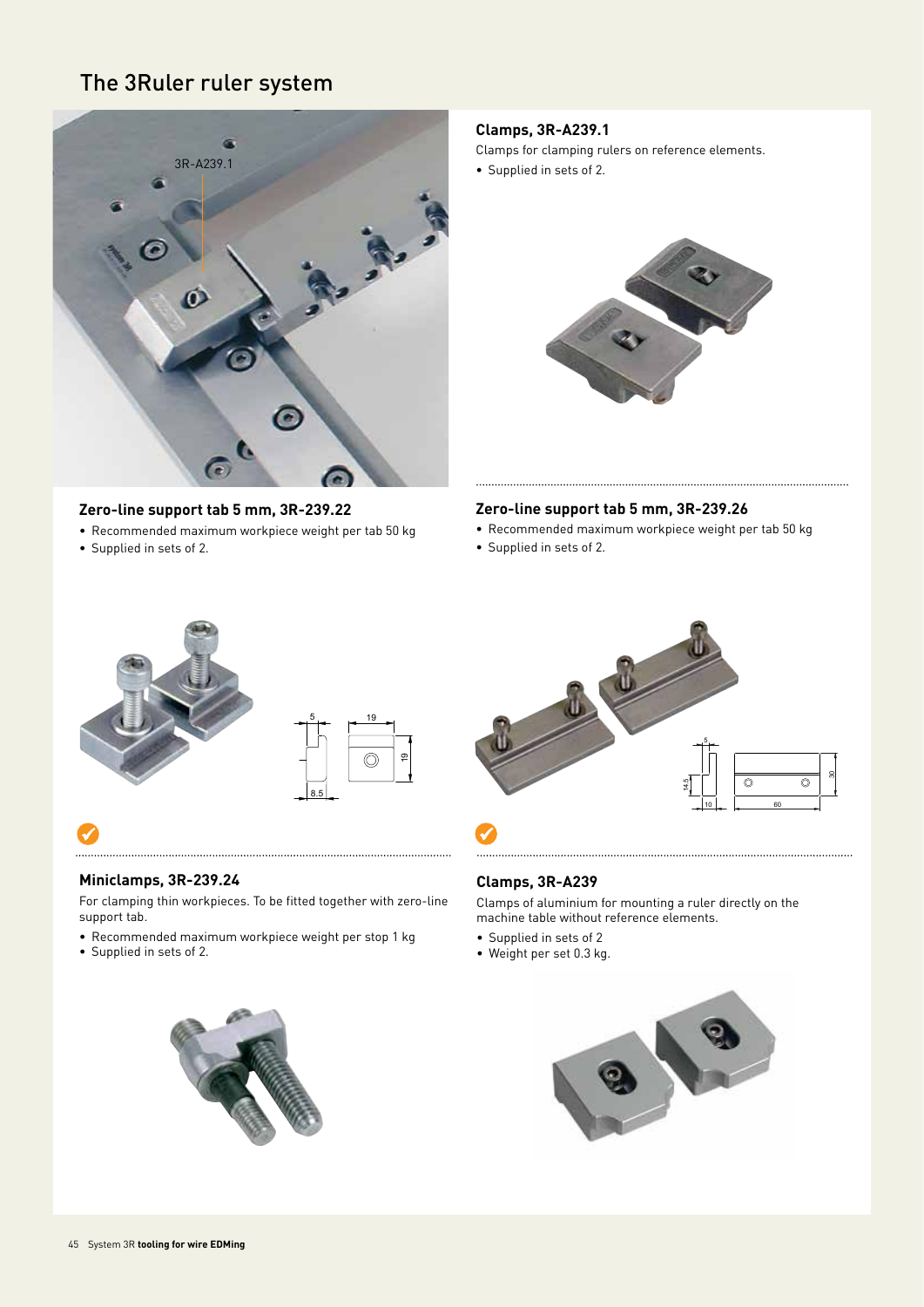# The 3Ruler ruler system

3R-A239.1

## Clamps, 3R-A239.1

Clamps for clamping rulers on reference elements.

- Supplied in sets of 2.

## Zero-line support tab 5 mm, 3R-239.22

- Recommended maximum workpiece weight per tab 50 kg
- Supplied in sets of 2.

5
19
19
8.5

## Zero-line support tab 5 mm, 3R-239.26

- Recommended maximum workpiece weight per tab 50 kg
- Supplied in sets of 2.

5
14.5
10
60
30

## Miniclamps, 3R-239.24

For clamping thin workpieces. To be fitted together with zero-line support tab.

- Recommended maximum workpiece weight per stop 1 kg
- Supplied in sets of 2.

## Clamps, 3R-A239

Clamps of aluminium for mounting a ruler directly on the machine table without reference elements.

- Supplied in sets of 2
- Weight per set 0.3 kg.